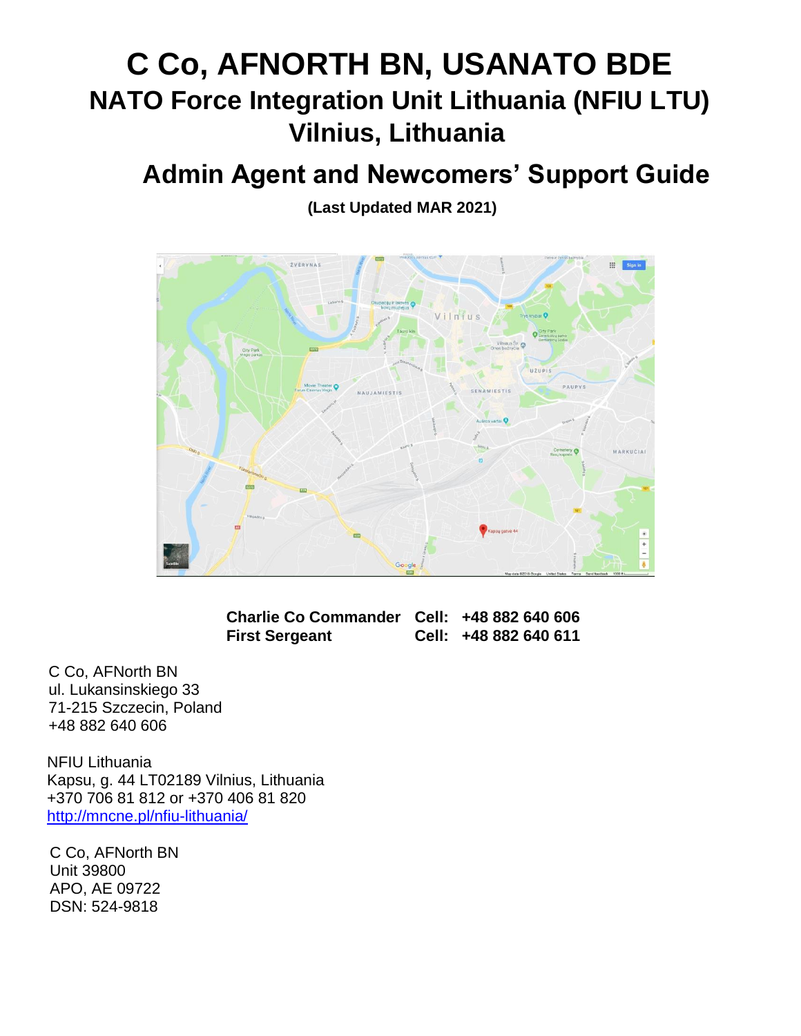# C Co, AFNORTH BN, USANATO BDE

## NATO Force Integration Unit Lithuania (NFIU LTU)

## Vilnius, Lithuania

## Admin Agent and Newcomers' Support Guide

**(Last Updated MAR 2021)**

| | | |
|---|---|---|
| **Charlie Co Commander** | **Cell:** | **+48 882 640 606** |
| **First Sergeant** | **Cell:** | **+48 882 640 611** |

C Co, AFNorth BN
ul. Lukansinskiego 33
71-215 Szczecin, Poland
+48 882 640 606

NFIU Lithuania
Kapsu, g. 44 LT02189 Vilnius, Lithuania
+370 706 81 812 or +370 406 81 820
http://mncne.pl/nfiu-lithuania/

C Co, AFNorth BN
Unit 39800
APO, AE 09722
DSN: 524-9818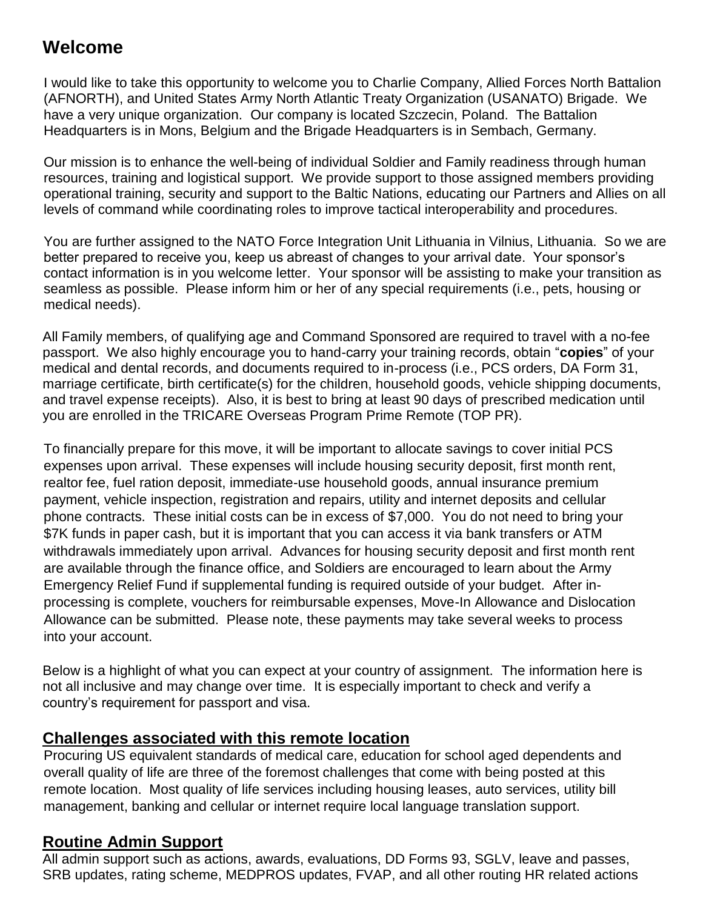## Welcome

I would like to take this opportunity to welcome you to Charlie Company, Allied Forces North Battalion (AFNORTH), and United States Army North Atlantic Treaty Organization (USANATO) Brigade. We have a very unique organization. Our company is located Szczecin, Poland. The Battalion Headquarters is in Mons, Belgium and the Brigade Headquarters is in Sembach, Germany.

Our mission is to enhance the well-being of individual Soldier and Family readiness through human resources, training and logistical support. We provide support to those assigned members providing operational training, security and support to the Baltic Nations, educating our Partners and Allies on all levels of command while coordinating roles to improve tactical interoperability and procedures.

You are further assigned to the NATO Force Integration Unit Lithuania in Vilnius, Lithuania. So we are better prepared to receive you, keep us abreast of changes to your arrival date. Your sponsor's contact information is in you welcome letter. Your sponsor will be assisting to make your transition as seamless as possible. Please inform him or her of any special requirements (i.e., pets, housing or medical needs).

All Family members, of qualifying age and Command Sponsored are required to travel with a no-fee passport. We also highly encourage you to hand-carry your training records, obtain "**copies**" of your medical and dental records, and documents required to in-process (i.e., PCS orders, DA Form 31, marriage certificate, birth certificate(s) for the children, household goods, vehicle shipping documents, and travel expense receipts). Also, it is best to bring at least 90 days of prescribed medication until you are enrolled in the TRICARE Overseas Program Prime Remote (TOP PR).

To financially prepare for this move, it will be important to allocate savings to cover initial PCS expenses upon arrival. These expenses will include housing security deposit, first month rent, realtor fee, fuel ration deposit, immediate-use household goods, annual insurance premium payment, vehicle inspection, registration and repairs, utility and internet deposits and cellular phone contracts. These initial costs can be in excess of $7,000. You do not need to bring your $7K funds in paper cash, but it is important that you can access it via bank transfers or ATM withdrawals immediately upon arrival. Advances for housing security deposit and first month rent are available through the finance office, and Soldiers are encouraged to learn about the Army Emergency Relief Fund if supplemental funding is required outside of your budget. After in-processing is complete, vouchers for reimbursable expenses, Move-In Allowance and Dislocation Allowance can be submitted. Please note, these payments may take several weeks to process into your account.

Below is a highlight of what you can expect at your country of assignment. The information here is not all inclusive and may change over time. It is especially important to check and verify a country's requirement for passport and visa.

### Challenges associated with this remote location

Procuring US equivalent standards of medical care, education for school aged dependents and overall quality of life are three of the foremost challenges that come with being posted at this remote location. Most quality of life services including housing leases, auto services, utility bill management, banking and cellular or internet require local language translation support.

### Routine Admin Support

All admin support such as actions, awards, evaluations, DD Forms 93, SGLV, leave and passes, SRB updates, rating scheme, MEDPROS updates, FVAP, and all other routing HR related actions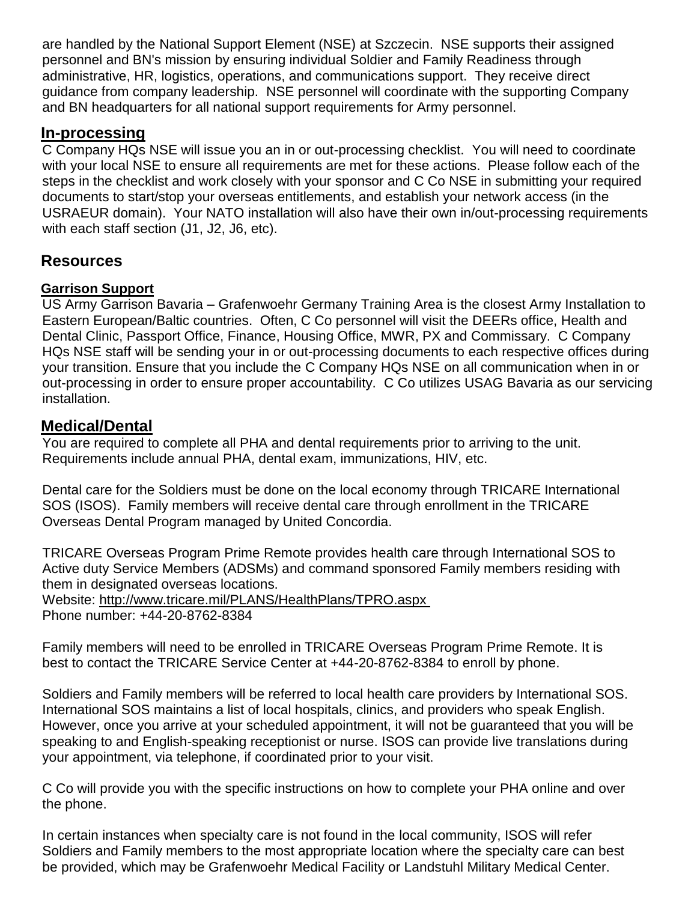are handled by the National Support Element (NSE) at Szczecin. NSE supports their assigned personnel and BN's mission by ensuring individual Soldier and Family Readiness through administrative, HR, logistics, operations, and communications support. They receive direct guidance from company leadership. NSE personnel will coordinate with the supporting Company and BN headquarters for all national support requirements for Army personnel.

## In-processing

C Company HQs NSE will issue you an in or out-processing checklist. You will need to coordinate with your local NSE to ensure all requirements are met for these actions. Please follow each of the steps in the checklist and work closely with your sponsor and C Co NSE in submitting your required documents to start/stop your overseas entitlements, and establish your network access (in the USRAEUR domain). Your NATO installation will also have their own in/out-processing requirements with each staff section (J1, J2, J6, etc).

## Resources

### Garrison Support

US Army Garrison Bavaria – Grafenwoehr Germany Training Area is the closest Army Installation to Eastern European/Baltic countries. Often, C Co personnel will visit the DEERs office, Health and Dental Clinic, Passport Office, Finance, Housing Office, MWR, PX and Commissary. C Company HQs NSE staff will be sending your in or out-processing documents to each respective offices during your transition. Ensure that you include the C Company HQs NSE on all communication when in or out-processing in order to ensure proper accountability. C Co utilizes USAG Bavaria as our servicing installation.

## Medical/Dental

You are required to complete all PHA and dental requirements prior to arriving to the unit. Requirements include annual PHA, dental exam, immunizations, HIV, etc.

Dental care for the Soldiers must be done on the local economy through TRICARE International SOS (ISOS). Family members will receive dental care through enrollment in the TRICARE Overseas Dental Program managed by United Concordia.

TRICARE Overseas Program Prime Remote provides health care through International SOS to Active duty Service Members (ADSMs) and command sponsored Family members residing with them in designated overseas locations.
Website: http://www.tricare.mil/PLANS/HealthPlans/TPRO.aspx
Phone number: +44-20-8762-8384

Family members will need to be enrolled in TRICARE Overseas Program Prime Remote. It is best to contact the TRICARE Service Center at +44-20-8762-8384 to enroll by phone.

Soldiers and Family members will be referred to local health care providers by International SOS. International SOS maintains a list of local hospitals, clinics, and providers who speak English. However, once you arrive at your scheduled appointment, it will not be guaranteed that you will be speaking to and English-speaking receptionist or nurse. ISOS can provide live translations during your appointment, via telephone, if coordinated prior to your visit.

C Co will provide you with the specific instructions on how to complete your PHA online and over the phone.

In certain instances when specialty care is not found in the local community, ISOS will refer Soldiers and Family members to the most appropriate location where the specialty care can best be provided, which may be Grafenwoehr Medical Facility or Landstuhl Military Medical Center.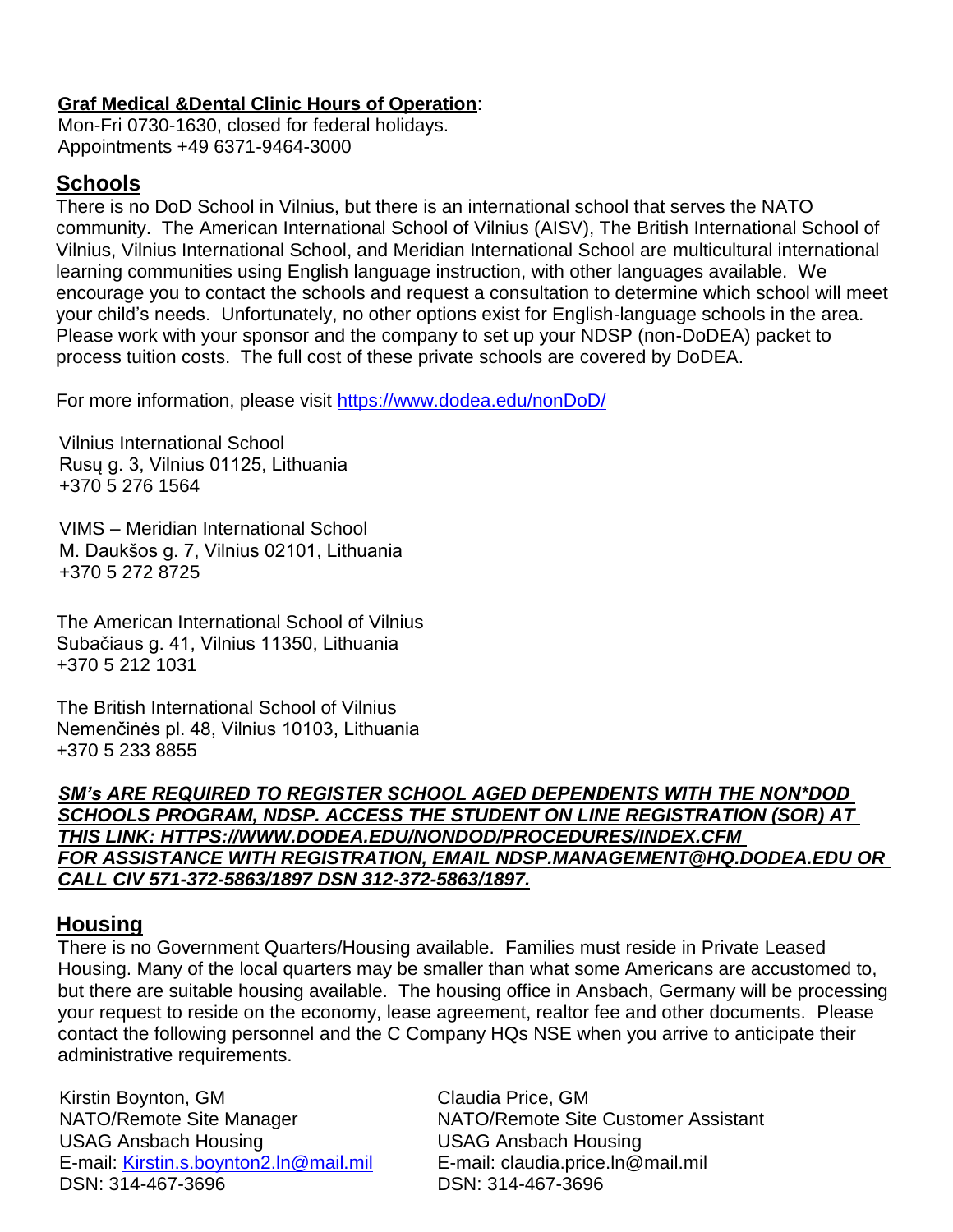**Graf Medical &Dental Clinic Hours of Operation**:
Mon-Fri 0730-1630, closed for federal holidays.
Appointments +49 6371-9464-3000

## Schools

There is no DoD School in Vilnius, but there is an international school that serves the NATO community. The American International School of Vilnius (AISV), The British International School of Vilnius, Vilnius International School, and Meridian International School are multicultural international learning communities using English language instruction, with other languages available. We encourage you to contact the schools and request a consultation to determine which school will meet your child's needs. Unfortunately, no other options exist for English-language schools in the area. Please work with your sponsor and the company to set up your NDSP (non-DoDEA) packet to process tuition costs. The full cost of these private schools are covered by DoDEA.

For more information, please visit [https://www.dodea.edu/nonDoD/](https://www.dodea.edu/nonDoD/)

Vilnius International School
Rusų g. 3, Vilnius 01125, Lithuania
+370 5 276 1564

VIMS – Meridian International School
M. Daukšos g. 7, Vilnius 02101, Lithuania
+370 5 272 8725

The American International School of Vilnius
Subačiaus g. 41, Vilnius 11350, Lithuania
+370 5 212 1031

The British International School of Vilnius
Nemenčinės pl. 48, Vilnius 10103, Lithuania
+370 5 233 8855

***SM's ARE REQUIRED TO REGISTER SCHOOL AGED DEPENDENTS WITH THE NON*DOD SCHOOLS PROGRAM, NDSP. ACCESS THE STUDENT ON LINE REGISTRATION (SOR) AT THIS LINK: HTTPS://WWW.DODEA.EDU/NONDOD/PROCEDURES/INDEX.CFM FOR ASSISTANCE WITH REGISTRATION, EMAIL NDSP.MANAGEMENT@HQ.DODEA.EDU OR CALL CIV 571-372-5863/1897 DSN 312-372-5863/1897.***

## Housing

There is no Government Quarters/Housing available. Families must reside in Private Leased Housing. Many of the local quarters may be smaller than what some Americans are accustomed to, but there are suitable housing available. The housing office in Ansbach, Germany will be processing your request to reside on the economy, lease agreement, realtor fee and other documents. Please contact the following personnel and the C Company HQs NSE when you arrive to anticipate their administrative requirements.

Kirstin Boynton, GM
NATO/Remote Site Manager
USAG Ansbach Housing
E-mail: [Kirstin.s.boynton2.ln@mail.mil](mailto:Kirstin.s.boynton2.ln@mail.mil)
DSN: 314-467-3696

Claudia Price, GM
NATO/Remote Site Customer Assistant
USAG Ansbach Housing
E-mail: claudia.price.ln@mail.mil
DSN: 314-467-3696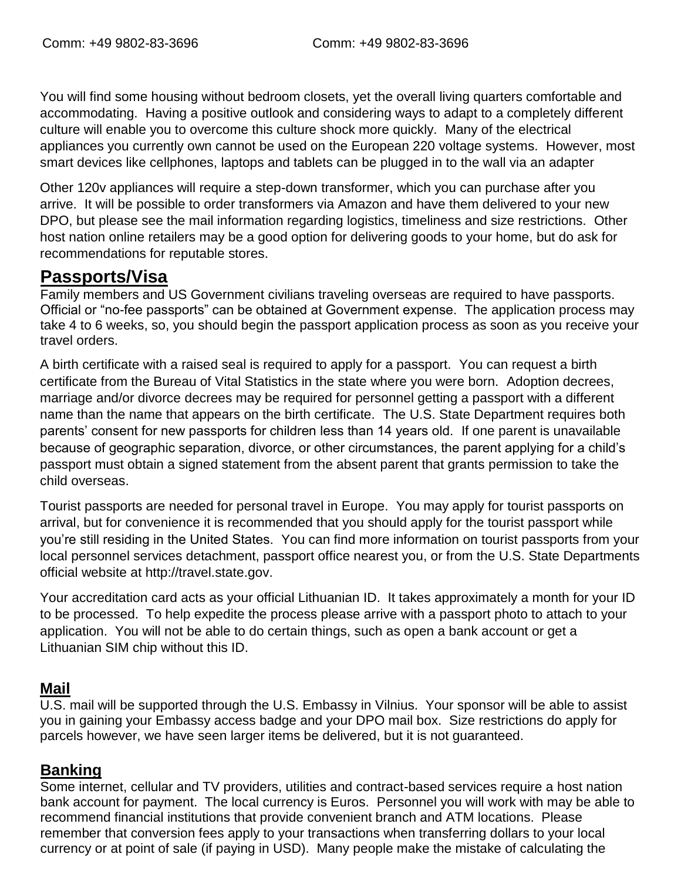You will find some housing without bedroom closets, yet the overall living quarters comfortable and accommodating. Having a positive outlook and considering ways to adapt to a completely different culture will enable you to overcome this culture shock more quickly. Many of the electrical appliances you currently own cannot be used on the European 220 voltage systems. However, most smart devices like cellphones, laptops and tablets can be plugged in to the wall via an adapter

Other 120v appliances will require a step-down transformer, which you can purchase after you arrive. It will be possible to order transformers via Amazon and have them delivered to your new DPO, but please see the mail information regarding logistics, timeliness and size restrictions. Other host nation online retailers may be a good option for delivering goods to your home, but do ask for recommendations for reputable stores.

## Passports/Visa

Family members and US Government civilians traveling overseas are required to have passports. Official or "no-fee passports" can be obtained at Government expense. The application process may take 4 to 6 weeks, so, you should begin the passport application process as soon as you receive your travel orders.

A birth certificate with a raised seal is required to apply for a passport. You can request a birth certificate from the Bureau of Vital Statistics in the state where you were born. Adoption decrees, marriage and/or divorce decrees may be required for personnel getting a passport with a different name than the name that appears on the birth certificate. The U.S. State Department requires both parents' consent for new passports for children less than 14 years old. If one parent is unavailable because of geographic separation, divorce, or other circumstances, the parent applying for a child's passport must obtain a signed statement from the absent parent that grants permission to take the child overseas.

Tourist passports are needed for personal travel in Europe. You may apply for tourist passports on arrival, but for convenience it is recommended that you should apply for the tourist passport while you're still residing in the United States. You can find more information on tourist passports from your local personnel services detachment, passport office nearest you, or from the U.S. State Departments official website at http://travel.state.gov.

Your accreditation card acts as your official Lithuanian ID. It takes approximately a month for your ID to be processed. To help expedite the process please arrive with a passport photo to attach to your application. You will not be able to do certain things, such as open a bank account or get a Lithuanian SIM chip without this ID.

## Mail

U.S. mail will be supported through the U.S. Embassy in Vilnius. Your sponsor will be able to assist you in gaining your Embassy access badge and your DPO mail box. Size restrictions do apply for parcels however, we have seen larger items be delivered, but it is not guaranteed.

## Banking

Some internet, cellular and TV providers, utilities and contract-based services require a host nation bank account for payment. The local currency is Euros. Personnel you will work with may be able to recommend financial institutions that provide convenient branch and ATM locations. Please remember that conversion fees apply to your transactions when transferring dollars to your local currency or at point of sale (if paying in USD). Many people make the mistake of calculating the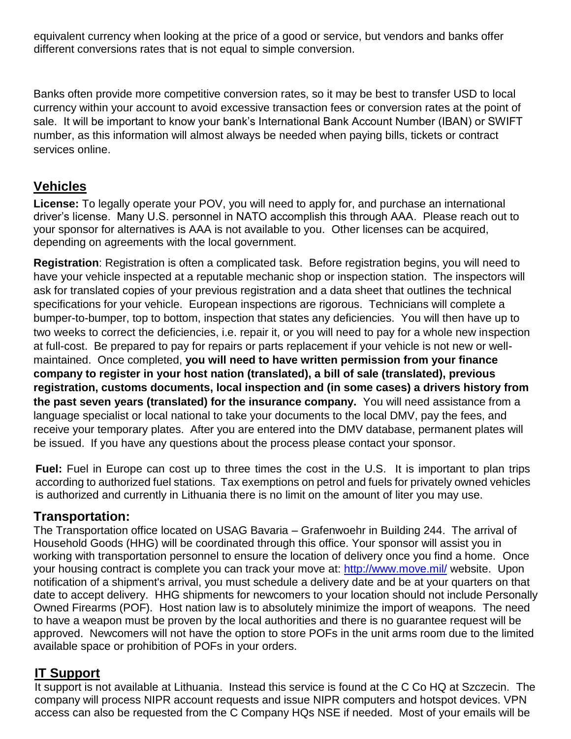equivalent currency when looking at the price of a good or service, but vendors and banks offer different conversions rates that is not equal to simple conversion.

Banks often provide more competitive conversion rates, so it may be best to transfer USD to local currency within your account to avoid excessive transaction fees or conversion rates at the point of sale. It will be important to know your bank's International Bank Account Number (IBAN) or SWIFT number, as this information will almost always be needed when paying bills, tickets or contract services online.

## Vehicles

**License:** To legally operate your POV, you will need to apply for, and purchase an international driver's license. Many U.S. personnel in NATO accomplish this through AAA. Please reach out to your sponsor for alternatives is AAA is not available to you. Other licenses can be acquired, depending on agreements with the local government.

**Registration**: Registration is often a complicated task. Before registration begins, you will need to have your vehicle inspected at a reputable mechanic shop or inspection station. The inspectors will ask for translated copies of your previous registration and a data sheet that outlines the technical specifications for your vehicle. European inspections are rigorous. Technicians will complete a bumper-to-bumper, top to bottom, inspection that states any deficiencies. You will then have up to two weeks to correct the deficiencies, i.e. repair it, or you will need to pay for a whole new inspection at full-cost. Be prepared to pay for repairs or parts replacement if your vehicle is not new or well-maintained. Once completed, **you will need to have written permission from your finance company to register in your host nation (translated), a bill of sale (translated), previous registration, customs documents, local inspection and (in some cases) a drivers history from the past seven years (translated) for the insurance company.** You will need assistance from a language specialist or local national to take your documents to the local DMV, pay the fees, and receive your temporary plates. After you are entered into the DMV database, permanent plates will be issued. If you have any questions about the process please contact your sponsor.

**Fuel:** Fuel in Europe can cost up to three times the cost in the U.S. It is important to plan trips according to authorized fuel stations. Tax exemptions on petrol and fuels for privately owned vehicles is authorized and currently in Lithuania there is no limit on the amount of liter you may use.

## Transportation:

The Transportation office located on USAG Bavaria – Grafenwoehr in Building 244. The arrival of Household Goods (HHG) will be coordinated through this office. Your sponsor will assist you in working with transportation personnel to ensure the location of delivery once you find a home. Once your housing contract is complete you can track your move at: [http://www.move.mil/](http://www.move.mil/) website. Upon notification of a shipment's arrival, you must schedule a delivery date and be at your quarters on that date to accept delivery. HHG shipments for newcomers to your location should not include Personally Owned Firearms (POF). Host nation law is to absolutely minimize the import of weapons. The need to have a weapon must be proven by the local authorities and there is no guarantee request will be approved. Newcomers will not have the option to store POFs in the unit arms room due to the limited available space or prohibition of POFs in your orders.

## IT Support

It support is not available at Lithuania. Instead this service is found at the C Co HQ at Szczecin. The company will process NIPR account requests and issue NIPR computers and hotspot devices. VPN access can also be requested from the C Company HQs NSE if needed. Most of your emails will be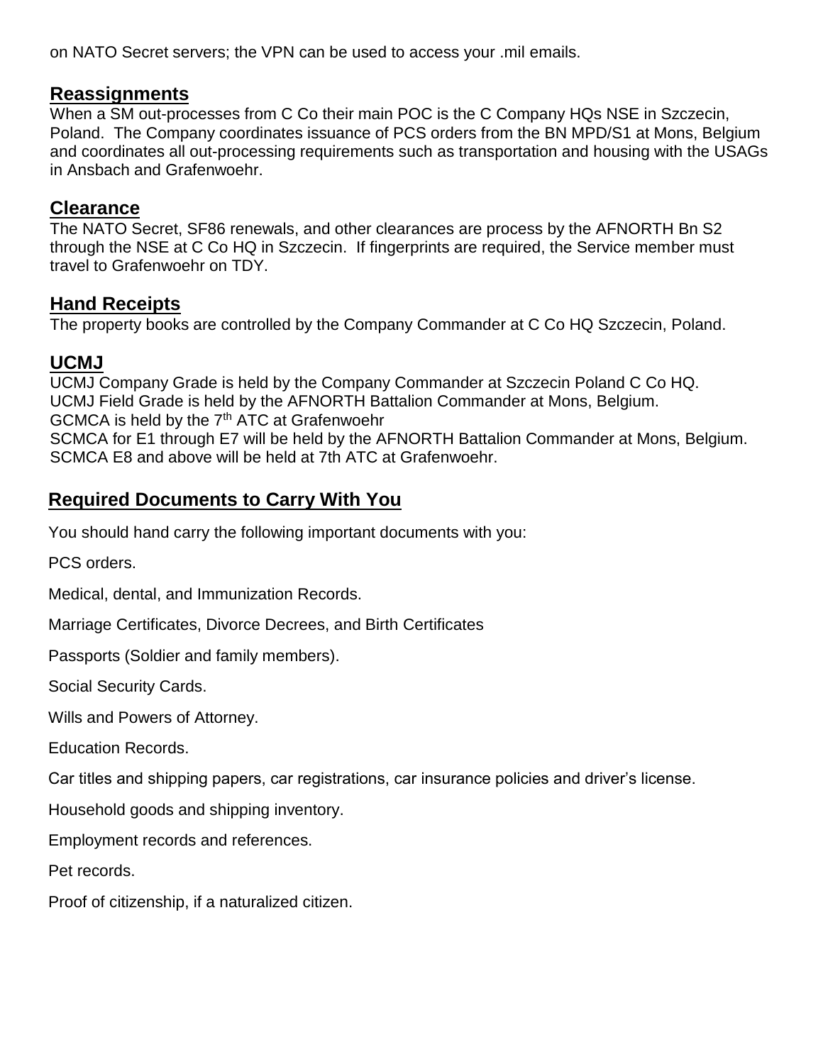on NATO Secret servers; the VPN can be used to access your .mil emails.

## Reassignments

When a SM out-processes from C Co their main POC is the C Company HQs NSE in Szczecin, Poland. The Company coordinates issuance of PCS orders from the BN MPD/S1 at Mons, Belgium and coordinates all out-processing requirements such as transportation and housing with the USAGs in Ansbach and Grafenwoehr.

## Clearance

The NATO Secret, SF86 renewals, and other clearances are process by the AFNORTH Bn S2 through the NSE at C Co HQ in Szczecin. If fingerprints are required, the Service member must travel to Grafenwoehr on TDY.

## Hand Receipts

The property books are controlled by the Company Commander at C Co HQ Szczecin, Poland.

## UCMJ

UCMJ Company Grade is held by the Company Commander at Szczecin Poland C Co HQ.
UCMJ Field Grade is held by the AFNORTH Battalion Commander at Mons, Belgium.
GCMCA is held by the 7th ATC at Grafenwoehr
SCMCA for E1 through E7 will be held by the AFNORTH Battalion Commander at Mons, Belgium.
SCMCA E8 and above will be held at 7th ATC at Grafenwoehr.

## Required Documents to Carry With You

You should hand carry the following important documents with you:

PCS orders.

Medical, dental, and Immunization Records.

Marriage Certificates, Divorce Decrees, and Birth Certificates

Passports (Soldier and family members).

Social Security Cards.

Wills and Powers of Attorney.

Education Records.

Car titles and shipping papers, car registrations, car insurance policies and driver's license.

Household goods and shipping inventory.

Employment records and references.

Pet records.

Proof of citizenship, if a naturalized citizen.